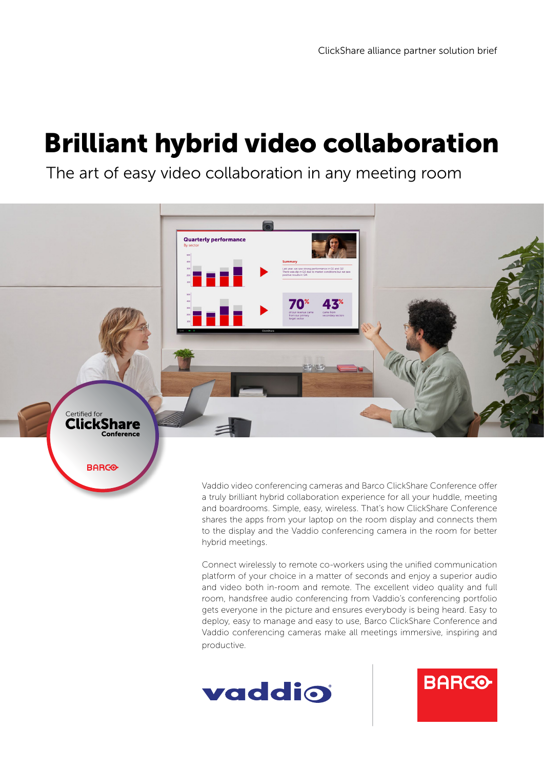ClickShare alliance partner solution brief

# Brilliant hybrid video collaboration

## The art of easy video collaboration in any meeting room

Certified for ClickShare Conference

Vaddio video conferencing cameras and Barco ClickShare Conference offer a truly brilliant hybrid collaboration experience for all your huddle, meeting and boardrooms. Simple, easy, wireless. That's how ClickShare Conference shares the apps from your laptop on the room display and connects them to the display and the Vaddio conferencing camera in the room for better hybrid meetings.

Connect wirelessly to remote co-workers using the unified communication platform of your choice in a matter of seconds and enjoy a superior audio and video both in-room and remote. The excellent video quality and full room, handsfree audio conferencing from Vaddio's conferencing portfolio gets everyone in the picture and ensures everybody is being heard. Easy to deploy, easy to manage and easy to use, Barco ClickShare Conference and Vaddio conferencing cameras make all meetings immersive, inspiring and productive.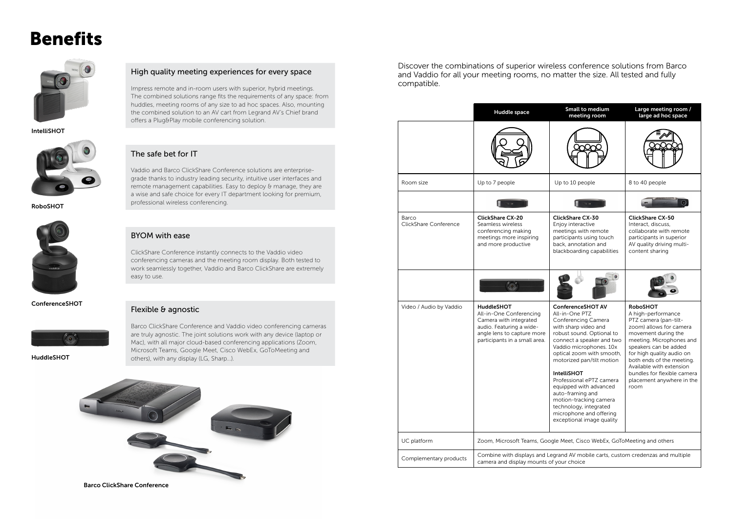# Benefits

IntelliSHOT

RoboSHOT

ConferenceSHOT

HuddleSHOT

## High quality meeting experiences for every space

Impress remote and in-room users with superior, hybrid meetings. The combined solutions range fits the requirements of any space: from huddles, meeting rooms of any size to ad hoc spaces. Also, mounting the combined solution to an AV cart from Legrand AV's Chief brand offers a Plug&Play mobile conferencing solution.

## The safe bet for IT

Vaddio and Barco ClickShare Conference solutions are enterprise-grade thanks to industry leading security, intuitive user interfaces and remote management capabilities. Easy to deploy & manage, they are a wise and safe choice for every IT department looking for premium, professional wireless conferencing.

## BYOM with ease

ClickShare Conference instantly connects to the Vaddio video conferencing cameras and the meeting room display. Both tested to work seamlessly together, Vaddio and Barco ClickShare are extremely easy to use.

## Flexible & agnostic

Barco ClickShare Conference and Vaddio video conferencing cameras are truly agnostic. The joint solutions work with any device (laptop or Mac), with all major cloud-based conferencing applications (Zoom, Microsoft Teams, Google Meet, Cisco WebEx, GoToMeeting and others), with any display (LG, Sharp...).

Barco ClickShare Conference

Discover the combinations of superior wireless conference solutions from Barco and Vaddio for all your meeting rooms, no matter the size. All tested and fully compatible.

| | Huddle space | Small to medium meeting room | Large meeting room / large ad hoc space |
|---|---|---|---|
| Room size | Up to 7 people | Up to 10 people | 8 to 40 people |
| Barco ClickShare Conference | **ClickShare CX-20** Seamless wireless conferencing making meetings more inspiring and more productive | **ClickShare CX-30** Enjoy interactive meetings with remote participants using touch back, annotation and blackboarding capabilities | **ClickShare CX-50** Interact, discuss, collaborate with remote participants in superior AV quality driving multi-content sharing |
| Video / Audio by Vaddio | **HuddleSHOT** All-in-One Conferencing Camera with integrated audio. Featuring a wide-angle lens to capture more participants in a small area. | **ConferenceSHOT AV** All-in-One PTZ Conferencing Camera with sharp video and robust sound. Optional to connect a speaker and two Vaddio microphones. 10x optical zoom with smooth, motorized pan/tilt motion **IntelliSHOT** Professional ePTZ camera equipped with advanced auto-framing and motion-tracking camera technology, integrated microphone and offering exceptional image quality | **RoboSHOT** A high-performance PTZ camera (pan-tilt-zoom) allows for camera movement during the meeting. Microphones and speakers can be added for high quality audio on both ends of the meeting. Available with extension bundles for flexible camera placement anywhere in the room |
| UC platform | Zoom, Microsoft Teams, Google Meet, Cisco WebEx, GoToMeeting and others | | |
| Complementary products | Combine with displays and Legrand AV mobile carts, custom credenzas and multiple camera and display mounts of your choice | | |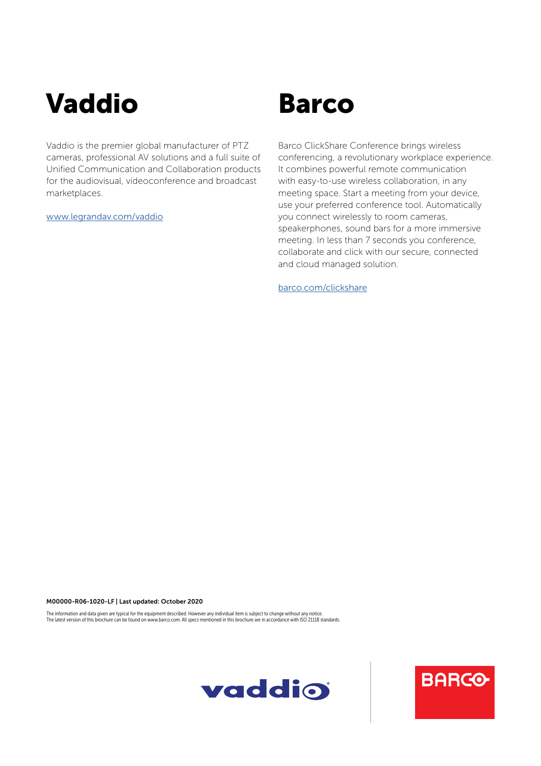# Vaddio

Vaddio is the premier global manufacturer of PTZ cameras, professional AV solutions and a full suite of Unified Communication and Collaboration products for the audiovisual, videoconference and broadcast marketplaces.

www.legrandav.com/vaddio

# Barco

Barco ClickShare Conference brings wireless conferencing, a revolutionary workplace experience. It combines powerful remote communication with easy-to-use wireless collaboration, in any meeting space. Start a meeting from your device, use your preferred conference tool. Automatically you connect wirelessly to room cameras, speakerphones, sound bars for a more immersive meeting. In less than 7 seconds you conference, collaborate and click with our secure, connected and cloud managed solution.

barco.com/clickshare

**M00000-R06-1020-LF | Last updated: October 2020**

The information and data given are typical for the equipment described. However any individual item is subject to change without any notice.
The latest version of this brochure can be found on www.barco.com. All specs mentioned in this brochure are in accordance with ISO 21118 standards.